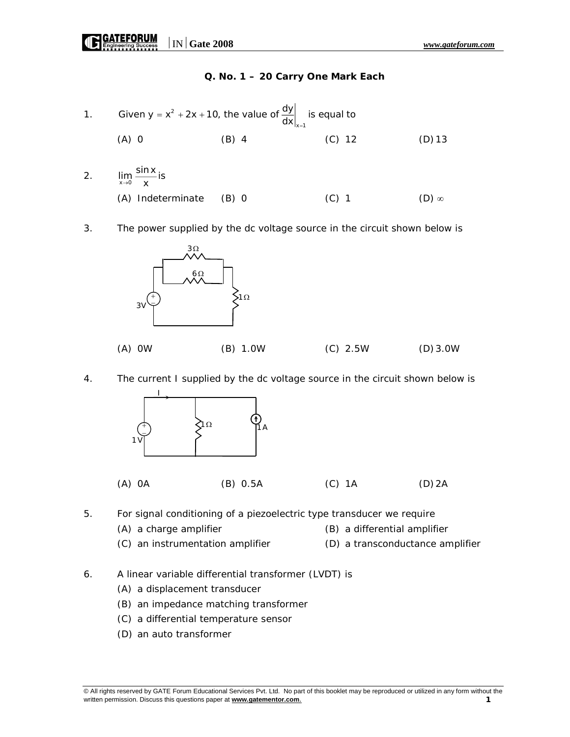**Q. No. 1 – 20 Carry One Mark Each**

1. Given $y = x^2 + 2x + 10$, the value of $\left.\frac{dy}{dx}\right|_{x=1}$ is equal to

   (A) 0 (B) 4 (C) 12 (D) 13

2. $\lim\limits_{x \to 0} \frac{\sin x}{x}$ is

   (A) Indeterminate (B) 0 (C) 1 (D) $\infty$

3. The power supplied by the dc voltage source in the circuit shown below is

   3Ω
   6Ω
   1Ω
   3V

   (A) 0W (B) 1.0W (C) 2.5W (D) 3.0W

4. The current I supplied by the dc voltage source in the circuit shown below is

   I
   1Ω
   1A
   1V

   (A) 0A (B) 0.5A (C) 1A (D) 2A

5. For signal conditioning of a piezoelectric type transducer we require

   (A) a charge amplifier
   (B) a differential amplifier
   (C) an instrumentation amplifier
   (D) a transconductance amplifier

6. A linear variable differential transformer (LVDT) is

   (A) a displacement transducer
   (B) an impedance matching transformer
   (C) a differential temperature sensor
   (D) an auto transformer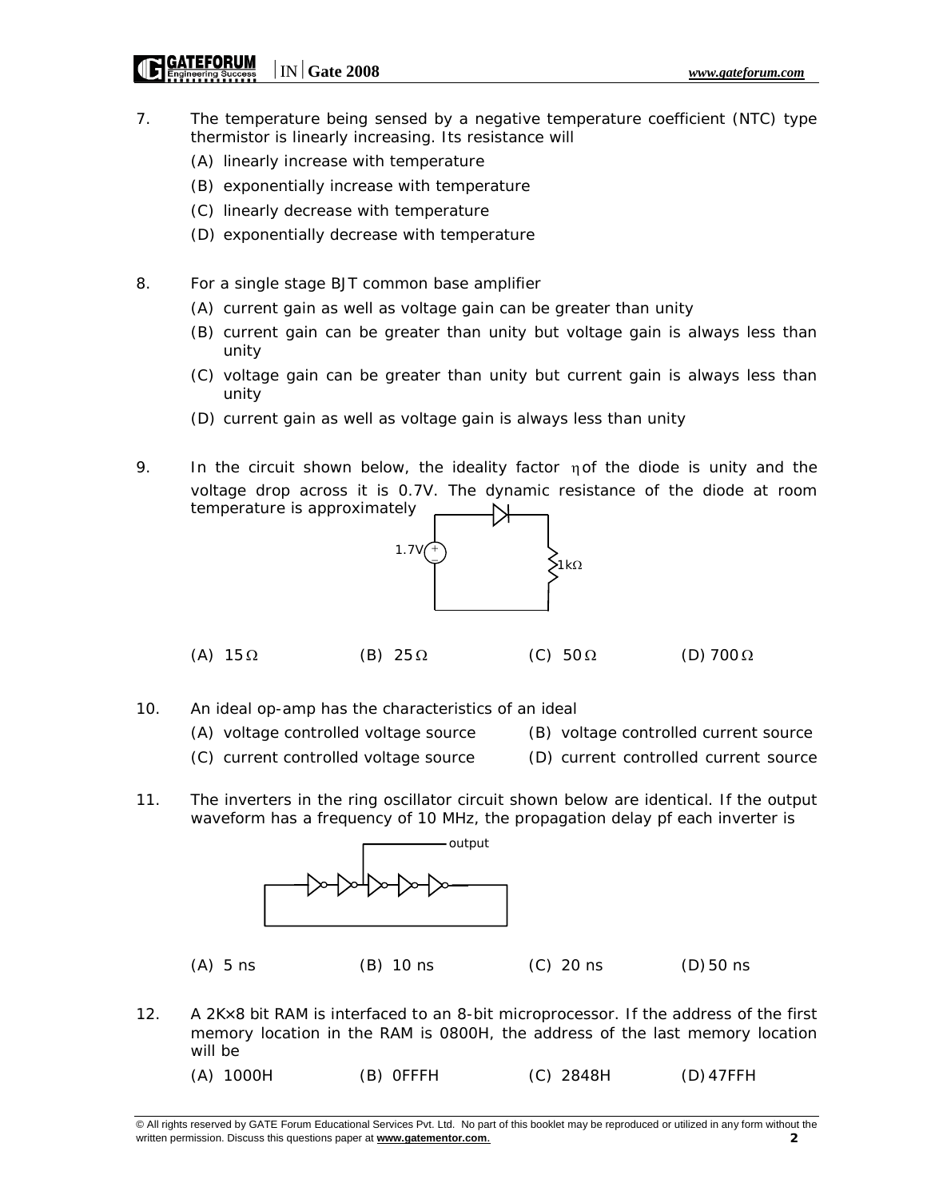7. The temperature being sensed by a negative temperature coefficient (NTC) type thermistor is linearly increasing. Its resistance will

   (A) linearly increase with temperature

   (B) exponentially increase with temperature

   (C) linearly decrease with temperature

   (D) exponentially decrease with temperature

8. For a single stage BJT common base amplifier

   (A) current gain as well as voltage gain can be greater than unity

   (B) current gain can be greater than unity but voltage gain is always less than unity

   (C) voltage gain can be greater than unity but current gain is always less than unity

   (D) current gain as well as voltage gain is always less than unity

9. In the circuit shown below, the ideality factor $\eta$ of the diode is unity and the voltage drop across it is 0.7V. The dynamic resistance of the diode at room temperature is approximately

1.7V

1kΩ

   (A) $15\Omega$ (B) $25\Omega$ (C) $50\Omega$ (D) $700\Omega$

10. An ideal op-amp has the characteristics of an ideal

    (A) voltage controlled voltage source (B) voltage controlled current source

    (C) current controlled voltage source (D) current controlled current source

11. The inverters in the ring oscillator circuit shown below are identical. If the output waveform has a frequency of 10 MHz, the propagation delay pf each inverter is

output

    (A) 5 ns (B) 10 ns (C) 20 ns (D) 50 ns

12. A 2K×8 bit RAM is interfaced to an 8-bit microprocessor. If the address of the first memory location in the RAM is 0800H, the address of the last memory location will be

    (A) 1000H (B) 0FFFH (C) 2848H (D) 47FFH

© All rights reserved by GATE Forum Educational Services Pvt. Ltd. No part of this booklet may be reproduced or utilized in any form without the written permission. Discuss this questions paper at **www.gatementor.com**.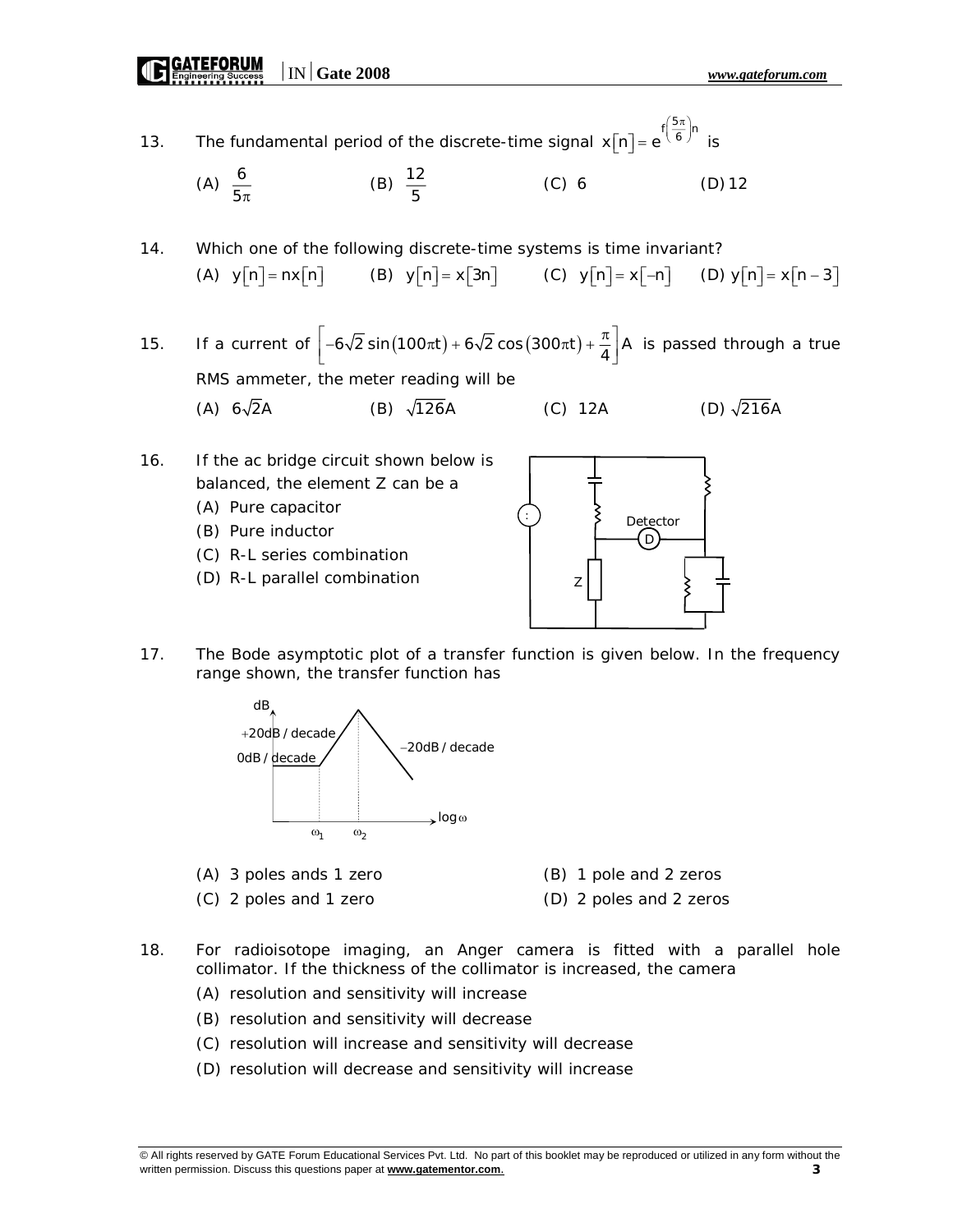13. The fundamental period of the discrete-time signal $x[n] = e^{f\left(\frac{5\pi}{6}\right)n}$ is

(A) $\frac{6}{5\pi}$ (B) $\frac{12}{5}$ (C) 6 (D) 12

14. Which one of the following discrete-time systems is time invariant?

(A) $y[n] = nx[n]$ (B) $y[n] = x[3n]$ (C) $y[n] = x[-n]$ (D) $y[n] = x[n-3]$

15. If a current of $\left[-6\sqrt{2}\sin(100\pi t) + 6\sqrt{2}\cos(300\pi t) + \frac{\pi}{4}\right]$A is passed through a true RMS ammeter, the meter reading will be

(A) $6\sqrt{2}$A (B) $\sqrt{126}$A (C) 12A (D) $\sqrt{216}$A

16. If the ac bridge circuit shown below is balanced, the element Z can be a

(A) Pure capacitor
(B) Pure inductor
(C) R-L series combination
(D) R-L parallel combination

Detector

D

Z

17. The Bode asymptotic plot of a transfer function is given below. In the frequency range shown, the transfer function has

dB

+20dB / decade

0dB / decade

−20dB / decade

log ω

$\omega_1$ $\omega_2$

(A) 3 poles ands 1 zero (B) 1 pole and 2 zeros
(C) 2 poles and 1 zero (D) 2 poles and 2 zeros

18. For radioisotope imaging, an Anger camera is fitted with a parallel hole collimator. If the thickness of the collimator is increased, the camera

(A) resolution and sensitivity will increase
(B) resolution and sensitivity will decrease
(C) resolution will increase and sensitivity will decrease
(D) resolution will decrease and sensitivity will increase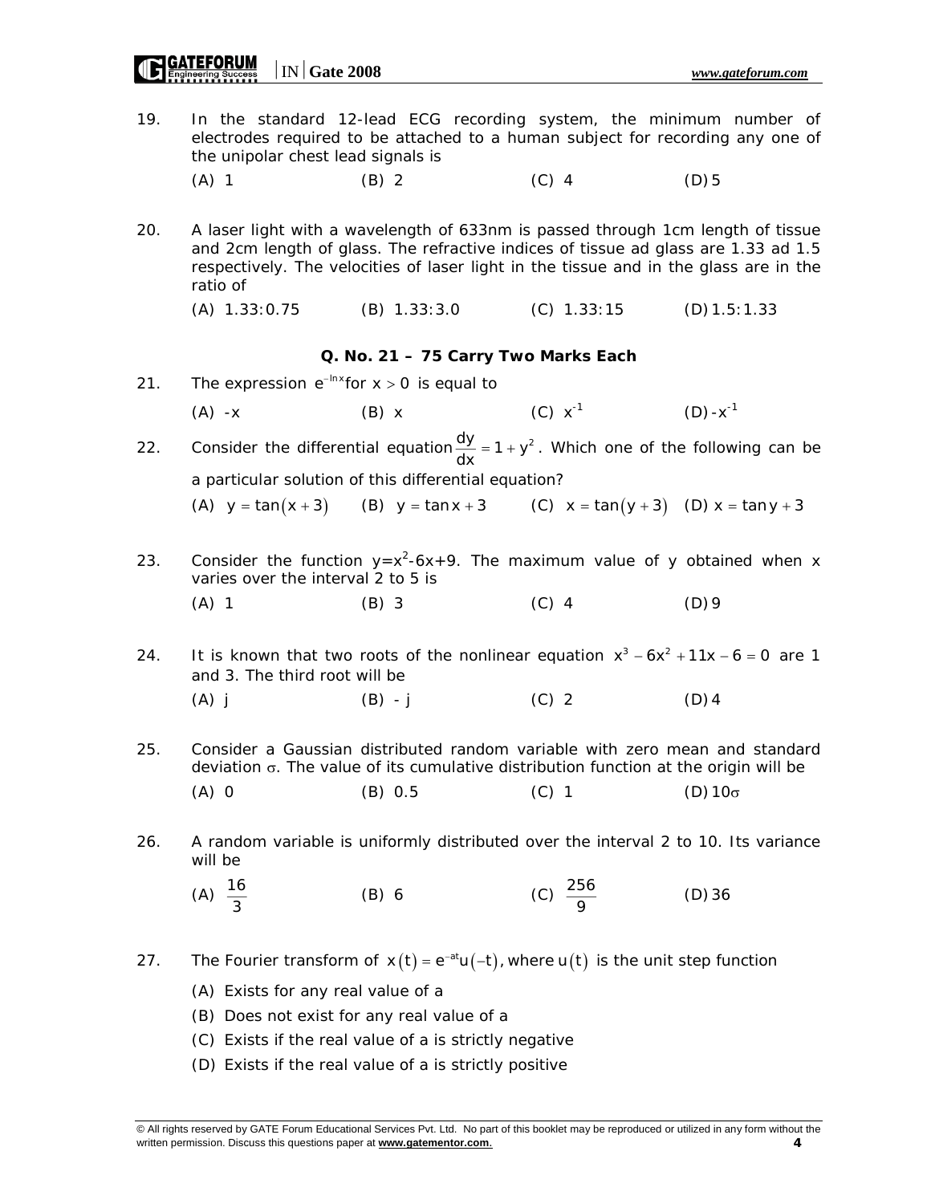19. In the standard 12-lead ECG recording system, the minimum number of electrodes required to be attached to a human subject for recording any one of the unipolar chest lead signals is

    (A) 1 (B) 2 (C) 4 (D) 5

20. A laser light with a wavelength of 633nm is passed through 1cm length of tissue and 2cm length of glass. The refractive indices of tissue ad glass are 1.33 ad 1.5 respectively. The velocities of laser light in the tissue and in the glass are in the ratio of

    (A) 1.33:0.75 (B) 1.33:3.0 (C) 1.33:15 (D) 1.5:1.33

**Q. No. 21 – 75 Carry Two Marks Each**

21. The expression $e^{-\ln x}$ for $x > 0$ is equal to

    (A) $-x$ (B) $x$ (C) $x^{-1}$ (D) $-x^{-1}$

22. Consider the differential equation $\frac{dy}{dx} = 1 + y^2$. Which one of the following can be a particular solution of this differential equation?

    (A) $y = \tan(x+3)$ (B) $y = \tan x + 3$ (C) $x = \tan(y+3)$ (D) $x = \tan y + 3$

23. Consider the function $y=x^2-6x+9$. The maximum value of y obtained when x varies over the interval 2 to 5 is

    (A) 1 (B) 3 (C) 4 (D) 9

24. It is known that two roots of the nonlinear equation $x^3 - 6x^2 + 11x - 6 = 0$ are 1 and 3. The third root will be

    (A) j (B) - j (C) 2 (D) 4

25. Consider a Gaussian distributed random variable with zero mean and standard deviation $\sigma$. The value of its cumulative distribution function at the origin will be

    (A) 0 (B) 0.5 (C) 1 (D) $10\sigma$

26. A random variable is uniformly distributed over the interval 2 to 10. Its variance will be

    (A) $\frac{16}{3}$ (B) 6 (C) $\frac{256}{9}$ (D) 36

27. The Fourier transform of $x(t) = e^{-at}u(-t)$, where $u(t)$ is the unit step function

    (A) Exists for any real value of a

    (B) Does not exist for any real value of a

    (C) Exists if the real value of a is strictly negative

    (D) Exists if the real value of a is strictly positive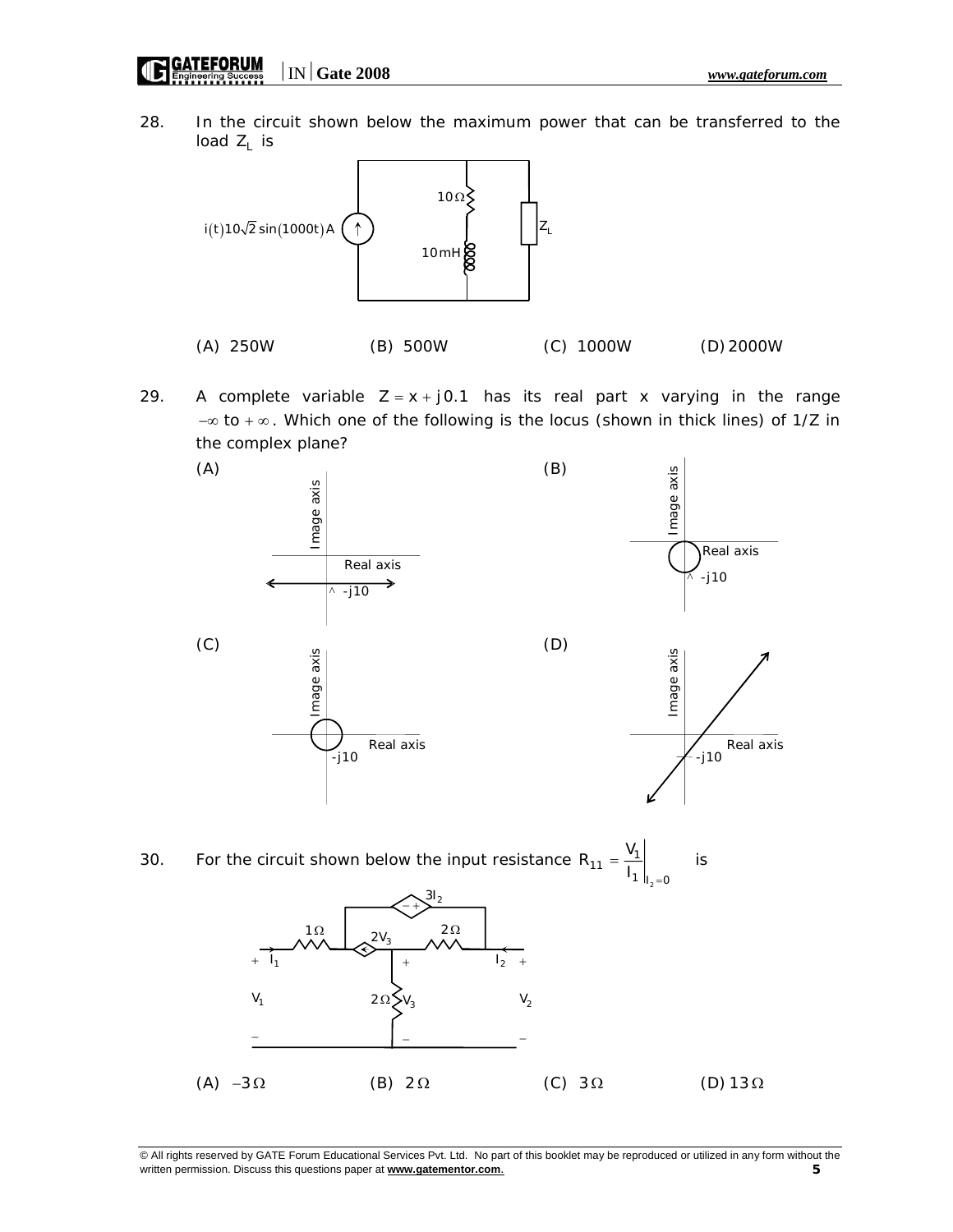28. In the circuit shown below the maximum power that can be transferred to the load $Z_L$ is

$i(t) 10\sqrt{2}\sin(1000t)$ A

$10\Omega$

$10mH$

$Z_L$

(A) 250W (B) 500W (C) 1000W (D) 2000W

29. A complete variable $Z = x + j0.1$ has its real part x varying in the range $-\infty$ to $+\infty$. Which one of the following is the locus (shown in thick lines) of 1/Z in the complex plane?

(A)

Image axis

Real axis

-j10

(B)

Image axis

Real axis

-j10

(C)

Image axis

Real axis

-j10

(D)

Image axis

Real axis

-j10

30. For the circuit shown below the input resistance $R_{11} = \left.\frac{V_1}{I_1}\right|_{I_2=0}$ is

$3I_2$

$1\Omega$

$2V_3$

$2\Omega$

$I_1$

$I_2$

$V_1$

$2\Omega$

$V_3$

$V_2$

(A) $-3\Omega$ (B) $2\Omega$ (C) $3\Omega$ (D) $13\Omega$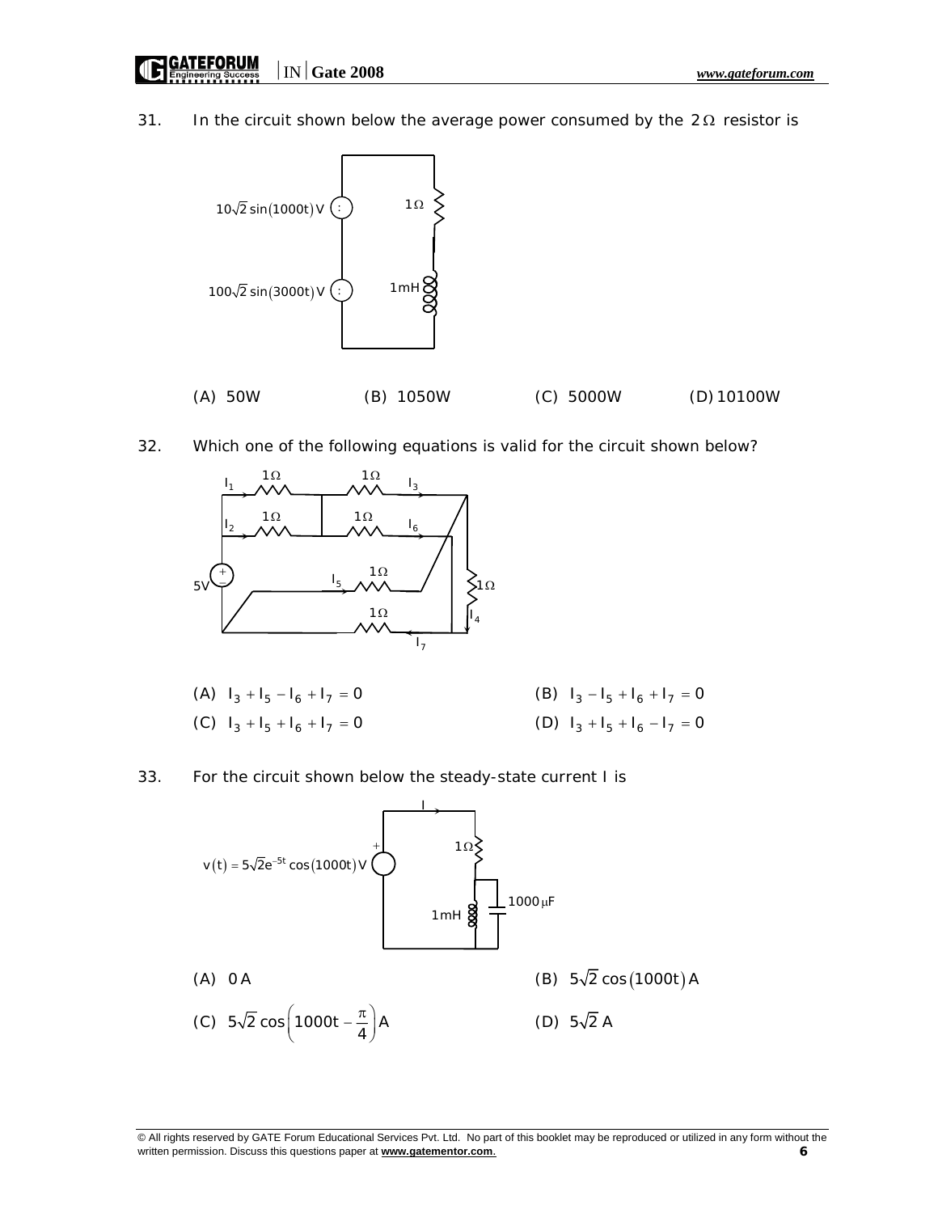31. In the circuit shown below the average power consumed by the $2\Omega$ resistor is

$10\sqrt{2}\sin(1000t)\,V$

$100\sqrt{2}\sin(3000t)\,V$

$1\Omega$

1mH

(A) 50W (B) 1050W (C) 5000W (D) 10100W

32. Which one of the following equations is valid for the circuit shown below?

$I_1$ $1\Omega$ $1\Omega$ $I_3$

$I_2$ $1\Omega$ $1\Omega$ $I_6$

5V

$I_5$ $1\Omega$

$1\Omega$

$I_4$

$1\Omega$

$I_7$

(A) $I_3 + I_5 - I_6 + I_7 = 0$

(B) $I_3 - I_5 + I_6 + I_7 = 0$

(C) $I_3 + I_5 + I_6 + I_7 = 0$

(D) $I_3 + I_5 + I_6 - I_7 = 0$

33. For the circuit shown below the steady-state current I is

$v(t) = 5\sqrt{2}e^{-5t}\cos(1000t)\,V$

I

$1\Omega$

1mH

$1000\,\mu F$

(A) $0\,A$

(B) $5\sqrt{2}\cos(1000t)\,A$

(C) $5\sqrt{2}\cos\left(1000t - \frac{\pi}{4}\right)A$

(D) $5\sqrt{2}\,A$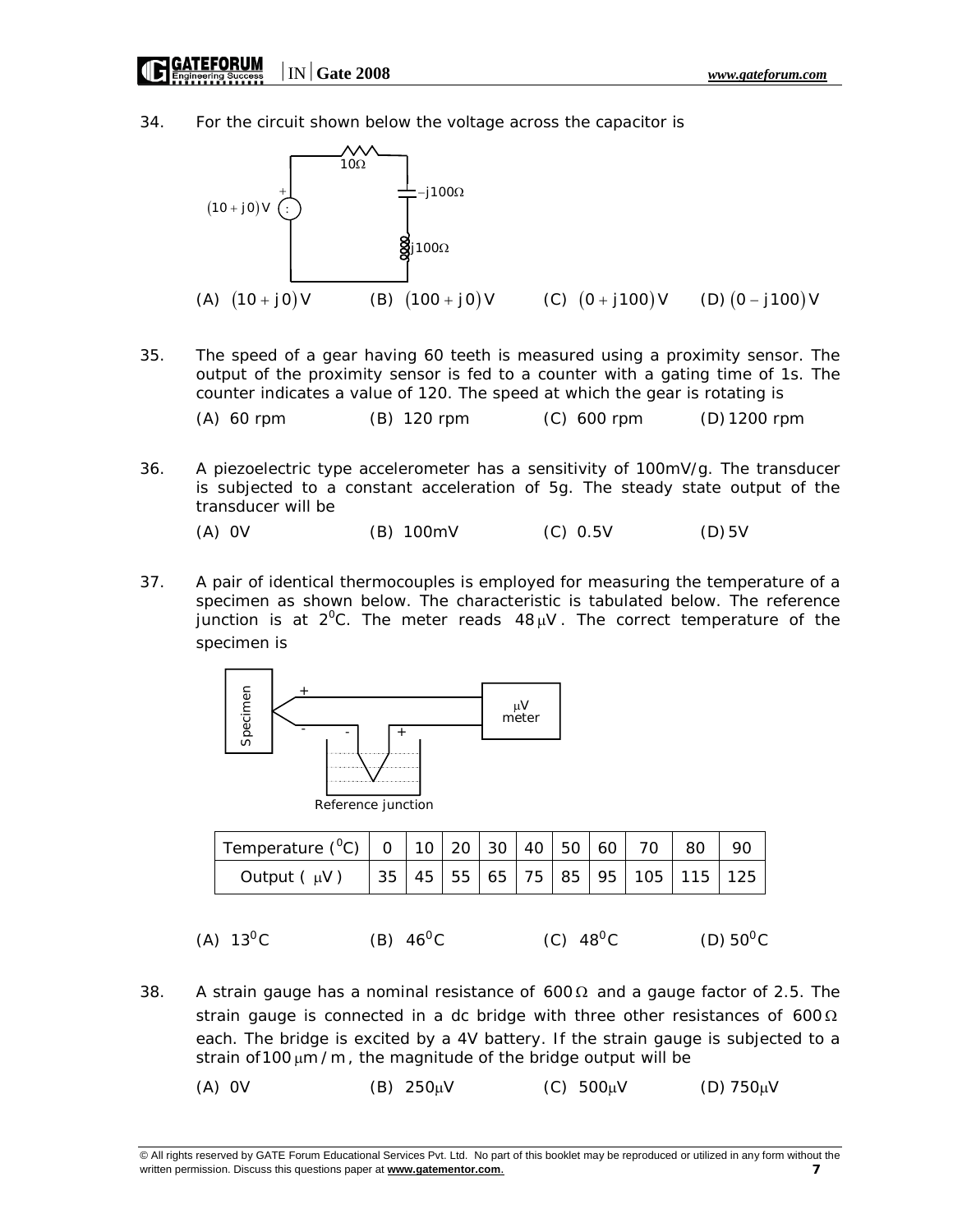34. For the circuit shown below the voltage across the capacitor is

$(10+j0)\text{V}$

$10\Omega$

$-j100\Omega$

$j100\Omega$

(A) $(10+j0)\text{V}$ (B) $(100+j0)\text{V}$ (C) $(0+j100)\text{V}$ (D) $(0-j100)\text{V}$

35. The speed of a gear having 60 teeth is measured using a proximity sensor. The output of the proximity sensor is fed to a counter with a gating time of 1s. The counter indicates a value of 120. The speed at which the gear is rotating is

(A) 60 rpm (B) 120 rpm (C) 600 rpm (D) 1200 rpm

36. A piezoelectric type accelerometer has a sensitivity of 100mV/g. The transducer is subjected to a constant acceleration of 5g. The steady state output of the transducer will be

(A) 0V (B) 100mV (C) 0.5V (D) 5V

37. A pair of identical thermocouples is employed for measuring the temperature of a specimen as shown below. The characteristic is tabulated below. The reference junction is at $2^0$C. The meter reads $48\mu\text{V}$. The correct temperature of the specimen is

Specimen

$\mu$V meter

Reference junction

| Temperature ($^0$C) | 0 | 10 | 20 | 30 | 40 | 50 | 60 | 70 | 80 | 90 |
|---|---|---|---|---|---|---|---|---|---|---|
| Output ($\mu$V) | 35 | 45 | 55 | 65 | 75 | 85 | 95 | 105 | 115 | 125 |

(A) $13^0$C (B) $46^0$C (C) $48^0$C (D) $50^0$C

38. A strain gauge has a nominal resistance of $600\,\Omega$ and a gauge factor of 2.5. The strain gauge is connected in a dc bridge with three other resistances of $600\,\Omega$ each. The bridge is excited by a 4V battery. If the strain gauge is subjected to a strain of $100\,\mu\text{m}/\text{m}$, the magnitude of the bridge output will be

(A) 0V (B) $250\mu$V (C) $500\mu$V (D) $750\mu$V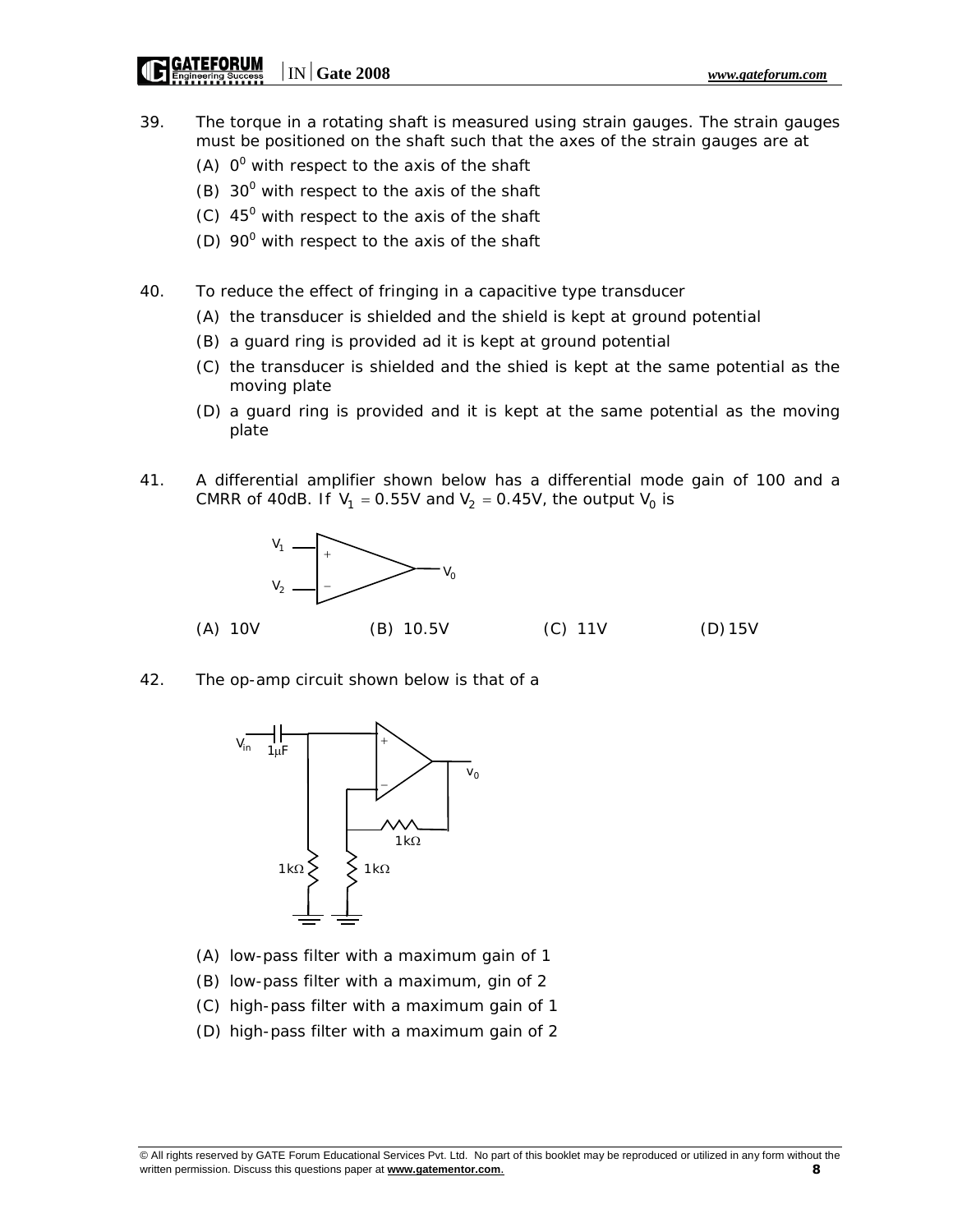39. The torque in a rotating shaft is measured using strain gauges. The strain gauges must be positioned on the shaft such that the axes of the strain gauges are at

 (A) $0^0$ with respect to the axis of the shaft
 (B) $30^0$ with respect to the axis of the shaft
 (C) $45^0$ with respect to the axis of the shaft
 (D) $90^0$ with respect to the axis of the shaft

40. To reduce the effect of fringing in a capacitive type transducer

 (A) the transducer is shielded and the shield is kept at ground potential
 (B) a guard ring is provided ad it is kept at ground potential
 (C) the transducer is shielded and the shied is kept at the same potential as the moving plate
 (D) a guard ring is provided and it is kept at the same potential as the moving plate

41. A differential amplifier shown below has a differential mode gain of 100 and a CMRR of 40dB. If $V_1 = 0.55V$ and $V_2 = 0.45V$, the output $V_0$ is

$V_1$ +
$V_2$ −
$V_0$

 (A) 10V  (B) 10.5V  (C) 11V  (D) 15V

42. The op-amp circuit shown below is that of a

$V_{in}$
$1\mu F$
+
−
$v_0$
$1k\Omega$
$1k\Omega$
$1k\Omega$

 (A) low-pass filter with a maximum gain of 1
 (B) low-pass filter with a maximum, gin of 2
 (C) high-pass filter with a maximum gain of 1
 (D) high-pass filter with a maximum gain of 2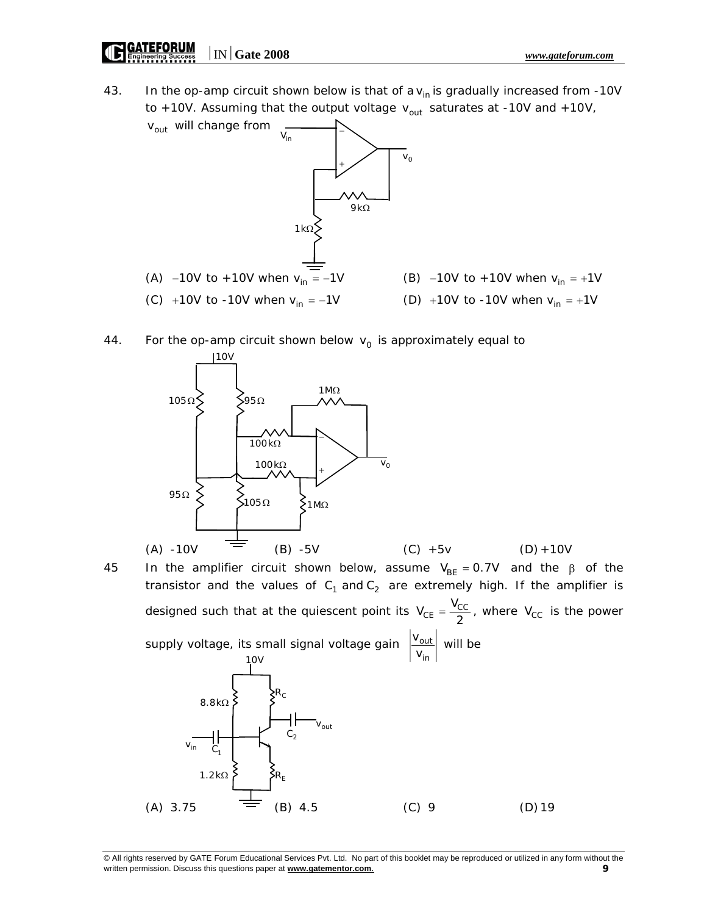43. In the op-amp circuit shown below is that of a $v_{in}$ is gradually increased from -10V to +10V. Assuming that the output voltage $v_{out}$ saturates at -10V and +10V, $v_{out}$ will change from

$V_{in}$

$v_0$

$9k\Omega$

$1k\Omega$

(A) $-10V$ to $+10V$ when $v_{in} = -1V$ (B) $-10V$ to $+10V$ when $v_{in} = +1V$

(C) $+10V$ to -10V when $v_{in} = -1V$ (D) $+10V$ to -10V when $v_{in} = +1V$

44. For the op-amp circuit shown below $v_0$ is approximately equal to

10V

$105\Omega$

$95\Omega$

$1M\Omega$

$100k\Omega$

$100k\Omega$

$v_0$

$95\Omega$

$105\Omega$

$1M\Omega$

(A) -10V (B) -5V (C) +5v (D) +10V

45 In the amplifier circuit shown below, assume $V_{BE} = 0.7V$ and the $\beta$ of the transistor and the values of $C_1$ and $C_2$ are extremely high. If the amplifier is designed such that at the quiescent point its $V_{CE} = \frac{V_{CC}}{2}$, where $V_{CC}$ is the power supply voltage, its small signal voltage gain $\left|\frac{v_{out}}{v_{in}}\right|$ will be

10V

$8.8k\Omega$

$R_C$

$v_{out}$

$C_2$

$v_{in}$

$C_1$

$1.2k\Omega$

$R_E$

(A) 3.75 (B) 4.5 (C) 9 (D) 19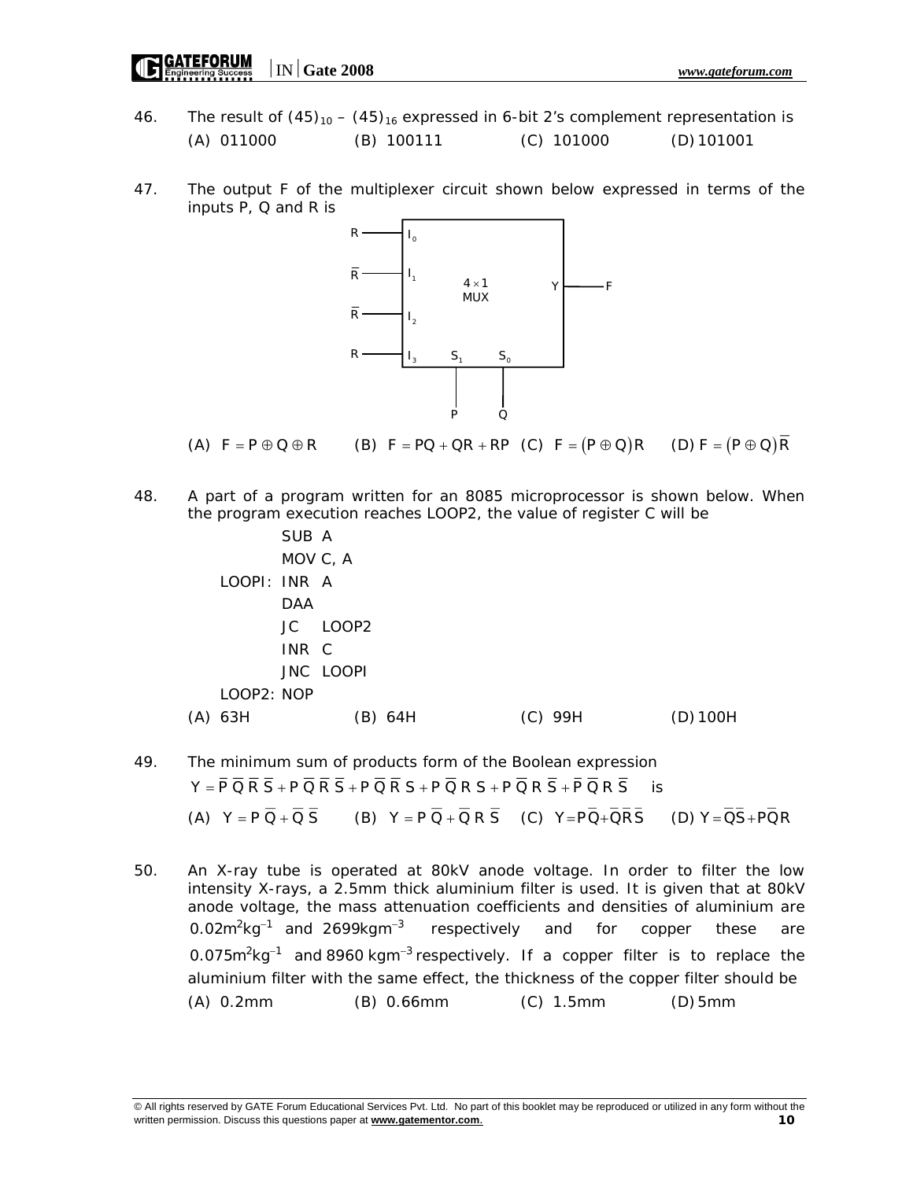46. The result of $(45)_{10} - (45)_{16}$ expressed in 6-bit 2's complement representation is

(A) 011000 (B) 100111 (C) 101000 (D) 101001

47. The output F of the multiplexer circuit shown below expressed in terms of the inputs P, Q and R is

R — $I_0$

$\overline{R}$ — $I_1$

$\overline{R}$ — $I_2$

R — $I_3$

$4 \times 1$ MUX

Y — F

$S_1$ — P

$S_0$ — Q

(A) $F = P \oplus Q \oplus R$ (B) $F = PQ + QR + RP$ (C) $F = (P \oplus Q)R$ (D) $F = \overline{(P \oplus Q)}\overline{R}$

48. A part of a program written for an 8085 microprocessor is shown below. When the program execution reaches LOOP2, the value of register C will be

```
        SUB A
        MOV C, A
LOOPI:  INR A
        DAA
        JC   LOOP2
        INR C
        JNC  LOOPI
LOOP2:  NOP
```

(A) 63H (B) 64H (C) 99H (D) 100H

49. The minimum sum of products form of the Boolean expression

$Y = \overline{P}\,\overline{Q}\,\overline{R}\,\overline{S} + P\,\overline{Q}\,\overline{R}\,\overline{S} + P\,\overline{Q}\,\overline{R}\,S + P\,\overline{Q}\,R\,S + P\,\overline{Q}\,R\,\overline{S} + \overline{P}\,\overline{Q}\,R\,\overline{S}$ is

(A) $Y = P\,\overline{Q} + \overline{Q}\,\overline{S}$ (B) $Y = P\,\overline{Q} + \overline{Q}\,R\,\overline{S}$ (C) $Y = P\overline{Q} + \overline{Q}\overline{R}\overline{S}$ (D) $Y = \overline{Q}\overline{S} + P\overline{Q}R$

50. An X-ray tube is operated at 80kV anode voltage. In order to filter the low intensity X-rays, a 2.5mm thick aluminium filter is used. It is given that at 80kV anode voltage, the mass attenuation coefficients and densities of aluminium are $0.02\text{m}^2\text{kg}^{-1}$ and $2699\text{kgm}^{-3}$ respectively and for copper these are $0.075\text{m}^2\text{kg}^{-1}$ and $8960\ \text{kgm}^{-3}$ respectively. If a copper filter is to replace the aluminium filter with the same effect, the thickness of the copper filter should be

(A) 0.2mm (B) 0.66mm (C) 1.5mm (D) 5mm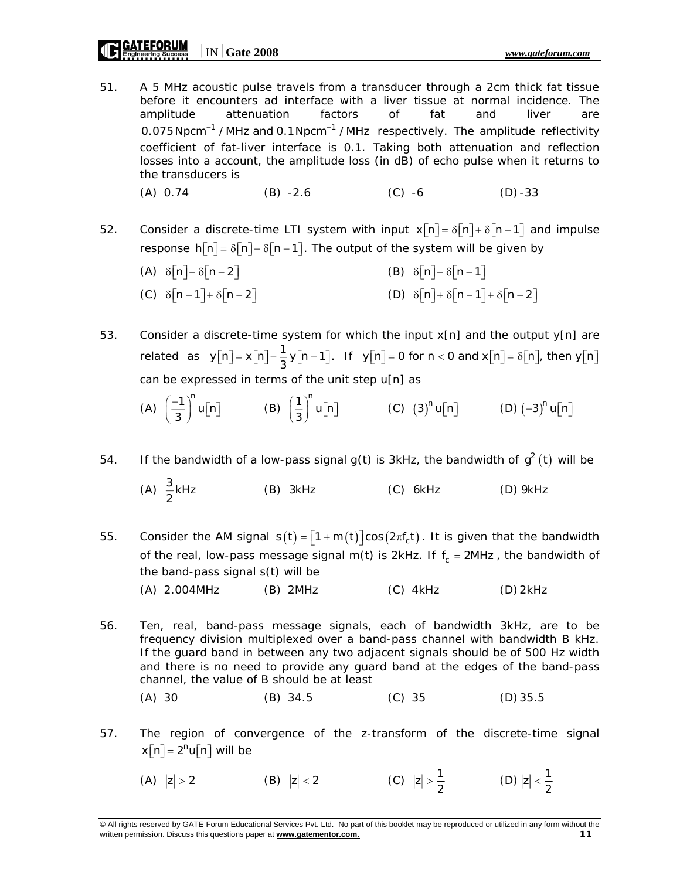51. A 5 MHz acoustic pulse travels from a transducer through a 2cm thick fat tissue before it encounters ad interface with a liver tissue at normal incidence. The amplitude attenuation factors of fat and liver are $0.075\,\text{Npcm}^{-1}/\text{MHz}$ and $0.1\,\text{Npcm}^{-1}/\text{MHz}$ respectively. The amplitude reflectivity coefficient of fat-liver interface is 0.1. Taking both attenuation and reflection losses into a account, the amplitude loss (in dB) of echo pulse when it returns to the transducers is

(A) 0.74 (B) -2.6 (C) -6 (D) -33

52. Consider a discrete-time LTI system with input $x[n] = \delta[n] + \delta[n-1]$ and impulse response $h[n] = \delta[n] - \delta[n-1]$. The output of the system will be given by

(A) $\delta[n] - \delta[n-2]$ (B) $\delta[n] - \delta[n-1]$

(C) $\delta[n-1] + \delta[n-2]$ (D) $\delta[n] + \delta[n-1] + \delta[n-2]$

53. Consider a discrete-time system for which the input x[n] and the output y[n] are related as $y[n] = x[n] - \frac{1}{3}y[n-1]$. If $y[n] = 0$ for $n < 0$ and $x[n] = \delta[n]$, then $y[n]$ can be expressed in terms of the unit step u[n] as

(A) $\left(\frac{-1}{3}\right)^n u[n]$ (B) $\left(\frac{1}{3}\right)^n u[n]$ (C) $(3)^n u[n]$ (D) $(-3)^n u[n]$

54. If the bandwidth of a low-pass signal g(t) is 3kHz, the bandwidth of $g^2(t)$ will be

(A) $\frac{3}{2}$kHz (B) 3kHz (C) 6kHz (D) 9kHz

55. Consider the AM signal $s(t) = [1 + m(t)]\cos(2\pi f_c t)$. It is given that the bandwidth of the real, low-pass message signal m(t) is 2kHz. If $f_c = 2\text{MHz}$, the bandwidth of the band-pass signal s(t) will be

(A) 2.004MHz (B) 2MHz (C) 4kHz (D) 2kHz

56. Ten, real, band-pass message signals, each of bandwidth 3kHz, are to be frequency division multiplexed over a band-pass channel with bandwidth B kHz. If the guard band in between any two adjacent signals should be of 500 Hz width and there is no need to provide any guard band at the edges of the band-pass channel, the value of B should be at least

(A) 30 (B) 34.5 (C) 35 (D) 35.5

57. The region of convergence of the z-transform of the discrete-time signal $x[n] = 2^n u[n]$ will be

(A) $|z| > 2$ (B) $|z| < 2$ (C) $|z| > \frac{1}{2}$ (D) $|z| < \frac{1}{2}$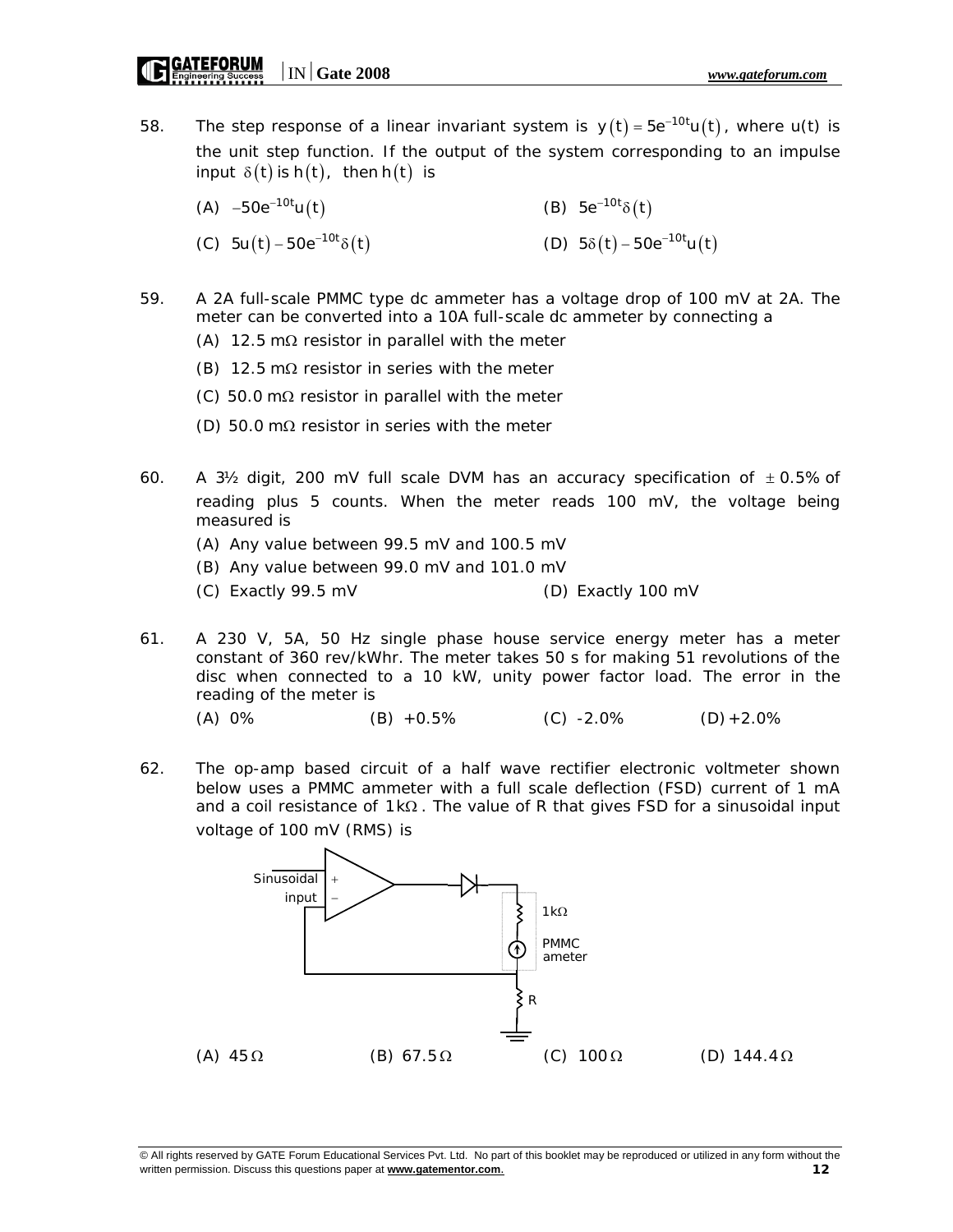58. The step response of a linear invariant system is $y(t) = 5e^{-10t}u(t)$, where u(t) is the unit step function. If the output of the system corresponding to an impulse input $\delta(t)$ is $h(t)$, then $h(t)$ is

(A) $-50e^{-10t}u(t)$ (B) $5e^{-10t}\delta(t)$

(C) $5u(t) - 50e^{-10t}\delta(t)$ (D) $5\delta(t) - 50e^{-10t}u(t)$

59. A 2A full-scale PMMC type dc ammeter has a voltage drop of 100 mV at 2A. The meter can be converted into a 10A full-scale dc ammeter by connecting a

(A) 12.5 mΩ resistor in parallel with the meter

(B) 12.5 mΩ resistor in series with the meter

(C) 50.0 mΩ resistor in parallel with the meter

(D) 50.0 mΩ resistor in series with the meter

60. A 3½ digit, 200 mV full scale DVM has an accuracy specification of $\pm 0.5\%$ of reading plus 5 counts. When the meter reads 100 mV, the voltage being measured is

(A) Any value between 99.5 mV and 100.5 mV

(B) Any value between 99.0 mV and 101.0 mV

(C) Exactly 99.5 mV (D) Exactly 100 mV

61. A 230 V, 5A, 50 Hz single phase house service energy meter has a meter constant of 360 rev/kWhr. The meter takes 50 s for making 51 revolutions of the disc when connected to a 10 kW, unity power factor load. The error in the reading of the meter is

(A) 0% (B) +0.5% (C) -2.0% (D) +2.0%

62. The op-amp based circuit of a half wave rectifier electronic voltmeter shown below uses a PMMC ammeter with a full scale deflection (FSD) current of 1 mA and a coil resistance of $1k\Omega$. The value of R that gives FSD for a sinusoidal input voltage of 100 mV (RMS) is

Sinusoidal input

+

−

1kΩ

PMMC ammeter

R

(A) $45\Omega$ (B) $67.5\Omega$ (C) $100\Omega$ (D) $144.4\Omega$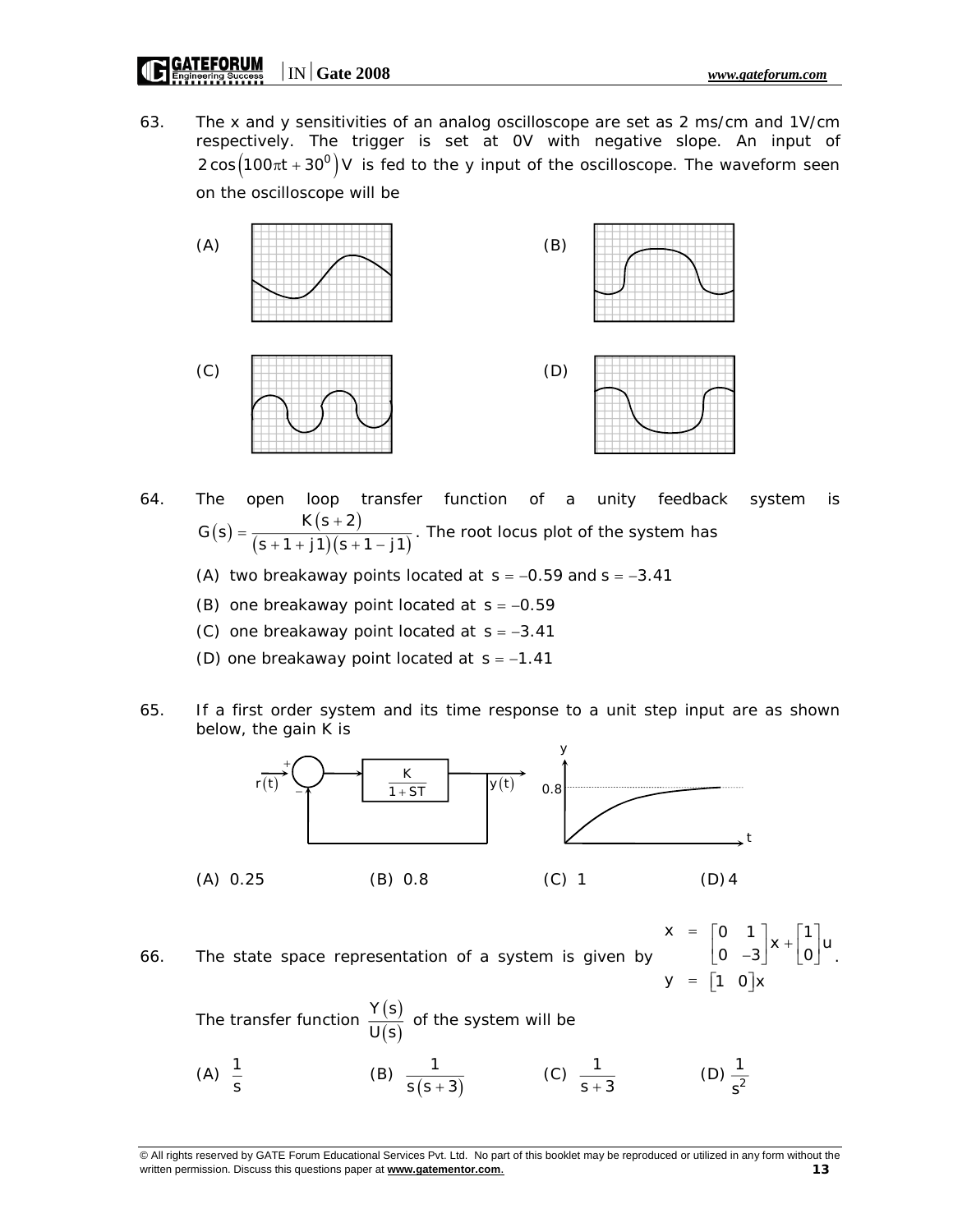63. The x and y sensitivities of an analog oscilloscope are set as 2 ms/cm and 1V/cm respectively. The trigger is set at 0V with negative slope. An input of $2\cos\left(100\pi t + 30^0\right)V$ is fed to the y input of the oscilloscope. The waveform seen on the oscilloscope will be

(A)

(B)

(C)

(D)

64. The open loop transfer function of a unity feedback system is $G(s) = \dfrac{K(s+2)}{(s+1+j1)(s+1-j1)}$. The root locus plot of the system has

(A) two breakaway points located at $s = -0.59$ and $s = -3.41$

(B) one breakaway point located at $s = -0.59$

(C) one breakaway point located at $s = -3.41$

(D) one breakaway point located at $s = -1.41$

65. If a first order system and its time response to a unit step input are as shown below, the gain K is

r(t)

+

−

$\dfrac{K}{1+ST}$

y(t)

y

0.8

t

(A) 0.25 (B) 0.8 (C) 1 (D) 4

66. The state space representation of a system is given by

$$\dot{x} = \begin{bmatrix} 0 & 1 \\ 0 & -3 \end{bmatrix} x + \begin{bmatrix} 1 \\ 0 \end{bmatrix} u.$$

$$y = \begin{bmatrix} 1 & 0 \end{bmatrix} x$$

The transfer function $\dfrac{Y(s)}{U(s)}$ of the system will be

(A) $\dfrac{1}{s}$ (B) $\dfrac{1}{s(s+3)}$ (C) $\dfrac{1}{s+3}$ (D) $\dfrac{1}{s^2}$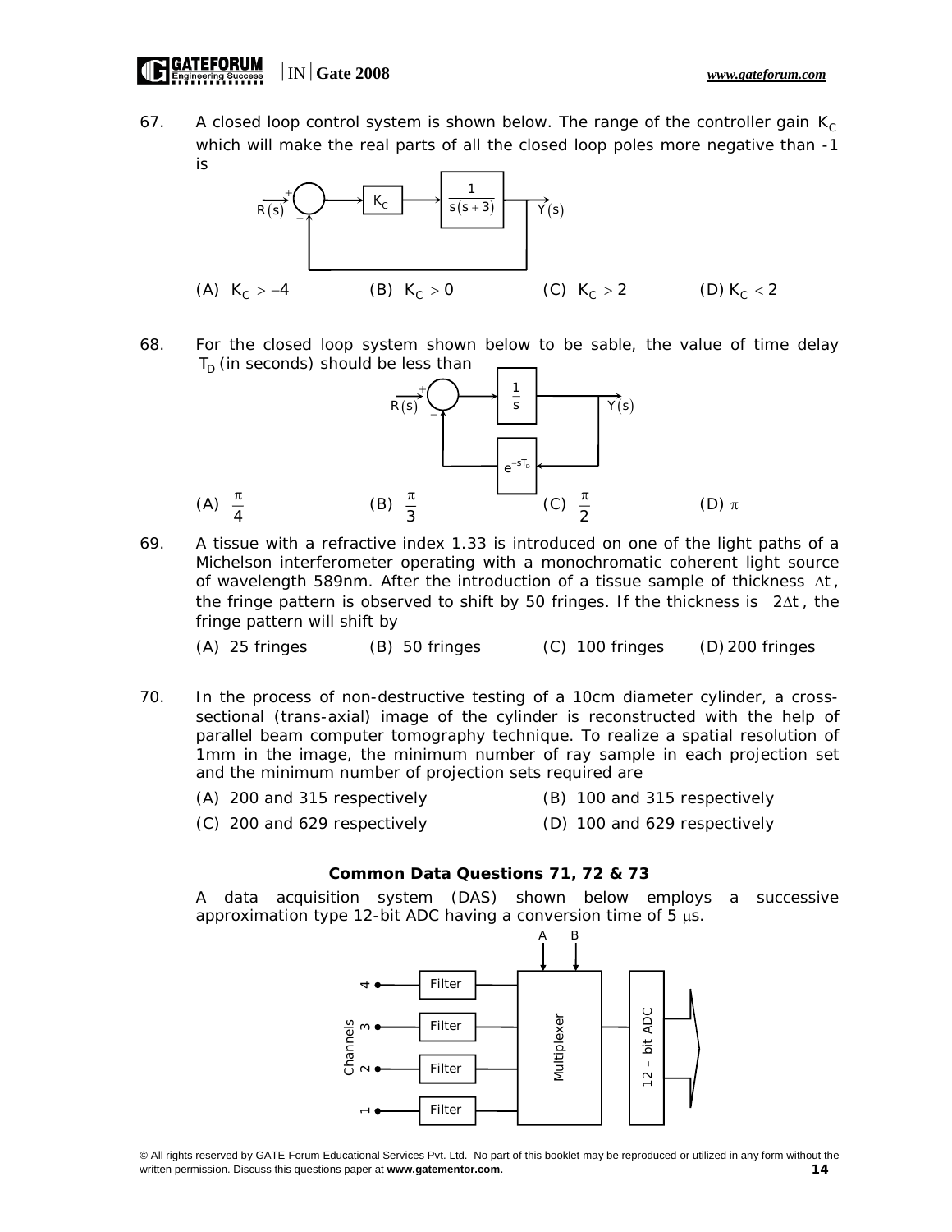67. A closed loop control system is shown below. The range of the controller gain $K_C$ which will make the real parts of all the closed loop poles more negative than -1 is

R(s) + − $K_C$ $\frac{1}{s(s+3)}$ Y(s)

(A) $K_C > -4$ (B) $K_C > 0$ (C) $K_C > 2$ (D) $K_C < 2$

68. For the closed loop system shown below to be sable, the value of time delay $T_D$ (in seconds) should be less than

R(s) + − $\frac{1}{s}$ Y(s) $e^{-sT_D}$

(A) $\frac{\pi}{4}$ (B) $\frac{\pi}{3}$ (C) $\frac{\pi}{2}$ (D) $\pi$

69. A tissue with a refractive index 1.33 is introduced on one of the light paths of a Michelson interferometer operating with a monochromatic coherent light source of wavelength 589nm. After the introduction of a tissue sample of thickness $\Delta t$, the fringe pattern is observed to shift by 50 fringes. If the thickness is $2\Delta t$, the fringe pattern will shift by

(A) 25 fringes (B) 50 fringes (C) 100 fringes (D) 200 fringes

70. In the process of non-destructive testing of a 10cm diameter cylinder, a cross-sectional (trans-axial) image of the cylinder is reconstructed with the help of parallel beam computer tomography technique. To realize a spatial resolution of 1mm in the image, the minimum number of ray sample in each projection set and the minimum number of projection sets required are

(A) 200 and 315 respectively (B) 100 and 315 respectively

(C) 200 and 629 respectively (D) 100 and 629 respectively

**Common Data Questions 71, 72 & 73**

A data acquisition system (DAS) shown below employs a successive approximation type 12-bit ADC having a conversion time of 5 μs.

A B

Channels 4 3 2 1

Filter Filter Filter Filter

Multiplexer

12 – bit ADC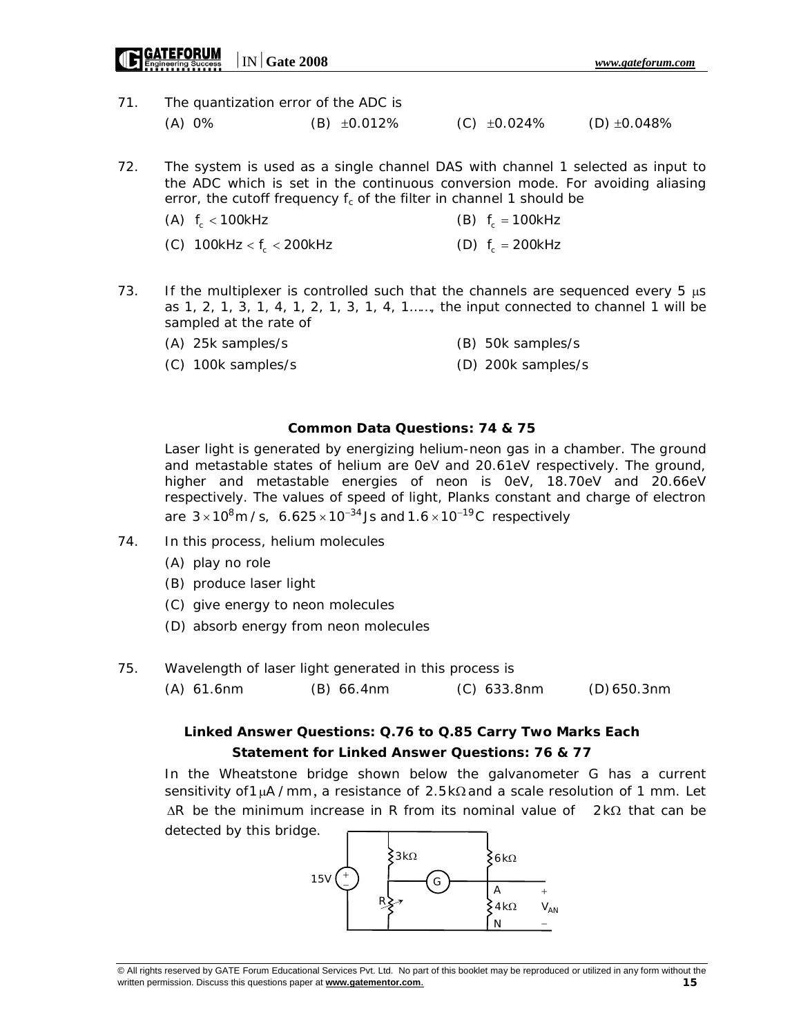71. The quantization error of the ADC is

(A) 0% (B) $\pm 0.012\%$ (C) $\pm 0.024\%$ (D) $\pm 0.048\%$

72. The system is used as a single channel DAS with channel 1 selected as input to the ADC which is set in the continuous conversion mode. For avoiding aliasing error, the cutoff frequency $f_c$ of the filter in channel 1 should be

(A) $f_c < 100\text{kHz}$ (B) $f_c = 100\text{kHz}$

(C) $100\text{kHz} < f_c < 200\text{kHz}$ (D) $f_c = 200\text{kHz}$

73. If the multiplexer is controlled such that the channels are sequenced every 5 $\mu$s as 1, 2, 1, 3, 1, 4, 1, 2, 1, 3, 1, 4, 1……, the input connected to channel 1 will be sampled at the rate of

(A) 25k samples/s (B) 50k samples/s

(C) 100k samples/s (D) 200k samples/s

**Common Data Questions: 74 & 75**

Laser light is generated by energizing helium-neon gas in a chamber. The ground and metastable states of helium are 0eV and 20.61eV respectively. The ground, higher and metastable energies of neon is 0eV, 18.70eV and 20.66eV respectively. The values of speed of light, Planks constant and charge of electron are $3 \times 10^8 \text{m/s}$, $6.625 \times 10^{-34}$ Js and $1.6 \times 10^{-19}$C respectively

74. In this process, helium molecules

(A) play no role

(B) produce laser light

(C) give energy to neon molecules

(D) absorb energy from neon molecules

75. Wavelength of laser light generated in this process is

(A) 61.6nm (B) 66.4nm (C) 633.8nm (D) 650.3nm

**Linked Answer Questions: Q.76 to Q.85 Carry Two Marks Each**

**Statement for Linked Answer Questions: 76 & 77**

In the Wheatstone bridge shown below the galvanometer G has a current sensitivity of $1\mu\text{A/mm}$, a resistance of $2.5\text{k}\Omega$ and a scale resolution of 1 mm. Let $\Delta R$ be the minimum increase in R from its nominal value of $2\text{k}\Omega$ that can be detected by this bridge.

15V
3kΩ
6kΩ
G
R
A
4kΩ
N
$V_{AN}$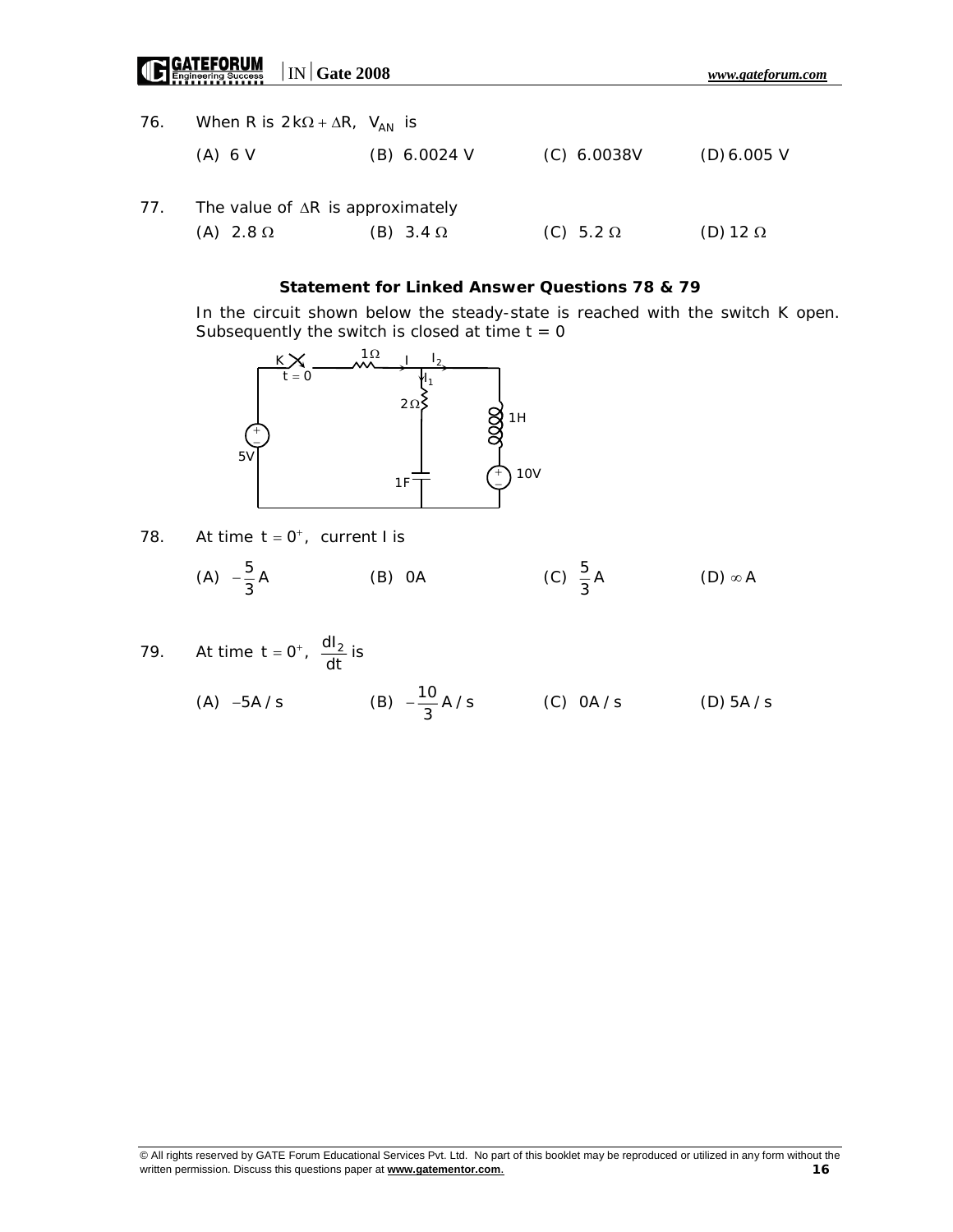76. When R is $2k\Omega + \Delta R$, $V_{AN}$ is

(A) 6 V (B) 6.0024 V (C) 6.0038V (D) 6.005 V

77. The value of $\Delta R$ is approximately

(A) $2.8\ \Omega$ (B) $3.4\ \Omega$ (C) $5.2\ \Omega$ (D) $12\ \Omega$

**Statement for Linked Answer Questions 78 & 79**

In the circuit shown below the steady-state is reached with the switch K open. Subsequently the switch is closed at time t = 0

K
t = 0
1Ω
I
$I_2$
$I_1$
2Ω
1H
5V
1F
10V

78. At time $t = 0^+$, current I is

(A) $-\frac{5}{3}A$ (B) 0A (C) $\frac{5}{3}A$ (D) $\infty$ A

79. At time $t = 0^+$, $\frac{dI_2}{dt}$ is

(A) $-5A/s$ (B) $-\frac{10}{3}A/s$ (C) $0A/s$ (D) $5A/s$